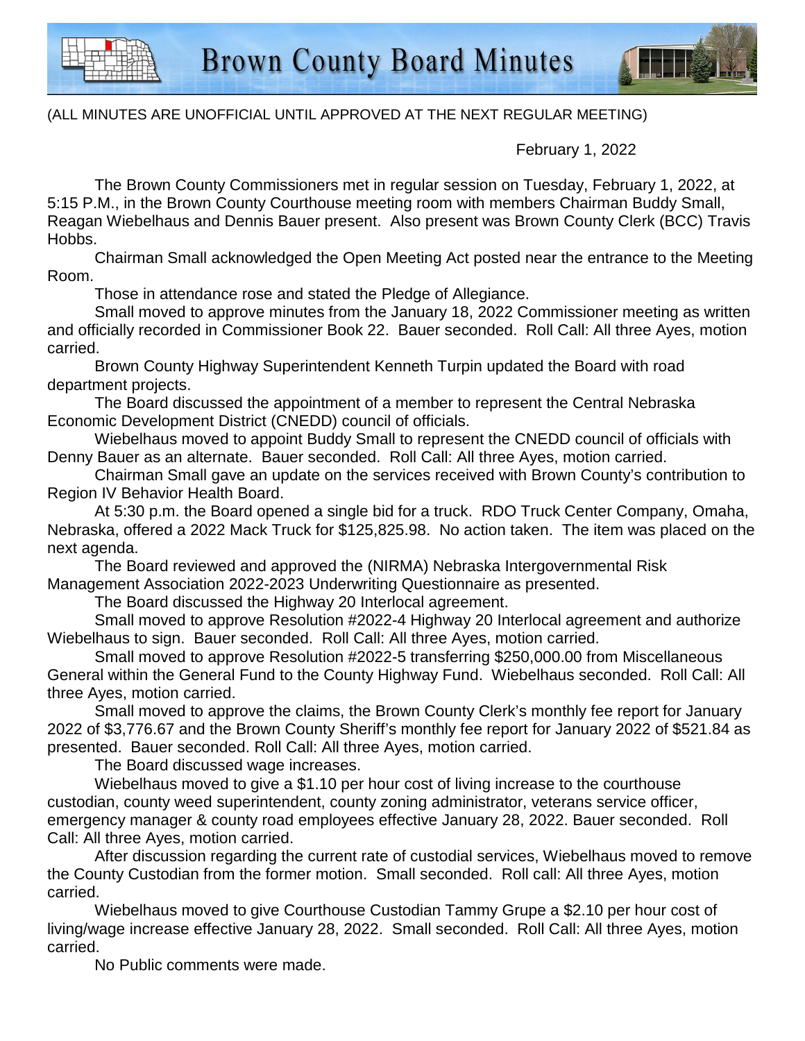# Brown County Board Minutes

(ALL MINUTES ARE UNOFFICIAL UNTIL APPROVED AT THE NEXT REGULAR MEETING)

February 1, 2022

The Brown County Commissioners met in regular session on Tuesday, February 1, 2022, at 5:15 P.M., in the Brown County Courthouse meeting room with members Chairman Buddy Small, Reagan Wiebelhaus and Dennis Bauer present. Also present was Brown County Clerk (BCC) Travis Hobbs.

Chairman Small acknowledged the Open Meeting Act posted near the entrance to the Meeting Room.

Those in attendance rose and stated the Pledge of Allegiance.

Small moved to approve minutes from the January 18, 2022 Commissioner meeting as written and officially recorded in Commissioner Book 22. Bauer seconded. Roll Call: All three Ayes, motion carried.

Brown County Highway Superintendent Kenneth Turpin updated the Board with road department projects.

The Board discussed the appointment of a member to represent the Central Nebraska Economic Development District (CNEDD) council of officials.

Wiebelhaus moved to appoint Buddy Small to represent the CNEDD council of officials with Denny Bauer as an alternate. Bauer seconded. Roll Call: All three Ayes, motion carried.

Chairman Small gave an update on the services received with Brown County's contribution to Region IV Behavior Health Board.

At 5:30 p.m. the Board opened a single bid for a truck. RDO Truck Center Company, Omaha, Nebraska, offered a 2022 Mack Truck for $125,825.98. No action taken. The item was placed on the next agenda.

The Board reviewed and approved the (NIRMA) Nebraska Intergovernmental Risk Management Association 2022-2023 Underwriting Questionnaire as presented.

The Board discussed the Highway 20 Interlocal agreement.

Small moved to approve Resolution #2022-4 Highway 20 Interlocal agreement and authorize Wiebelhaus to sign. Bauer seconded. Roll Call: All three Ayes, motion carried.

Small moved to approve Resolution #2022-5 transferring $250,000.00 from Miscellaneous General within the General Fund to the County Highway Fund. Wiebelhaus seconded. Roll Call: All three Ayes, motion carried.

Small moved to approve the claims, the Brown County Clerk's monthly fee report for January 2022 of $3,776.67 and the Brown County Sheriff's monthly fee report for January 2022 of $521.84 as presented. Bauer seconded. Roll Call: All three Ayes, motion carried.

The Board discussed wage increases.

Wiebelhaus moved to give a $1.10 per hour cost of living increase to the courthouse custodian, county weed superintendent, county zoning administrator, veterans service officer, emergency manager & county road employees effective January 28, 2022. Bauer seconded. Roll Call: All three Ayes, motion carried.

After discussion regarding the current rate of custodial services, Wiebelhaus moved to remove the County Custodian from the former motion. Small seconded. Roll call: All three Ayes, motion carried.

Wiebelhaus moved to give Courthouse Custodian Tammy Grupe a $2.10 per hour cost of living/wage increase effective January 28, 2022. Small seconded. Roll Call: All three Ayes, motion carried.

No Public comments were made.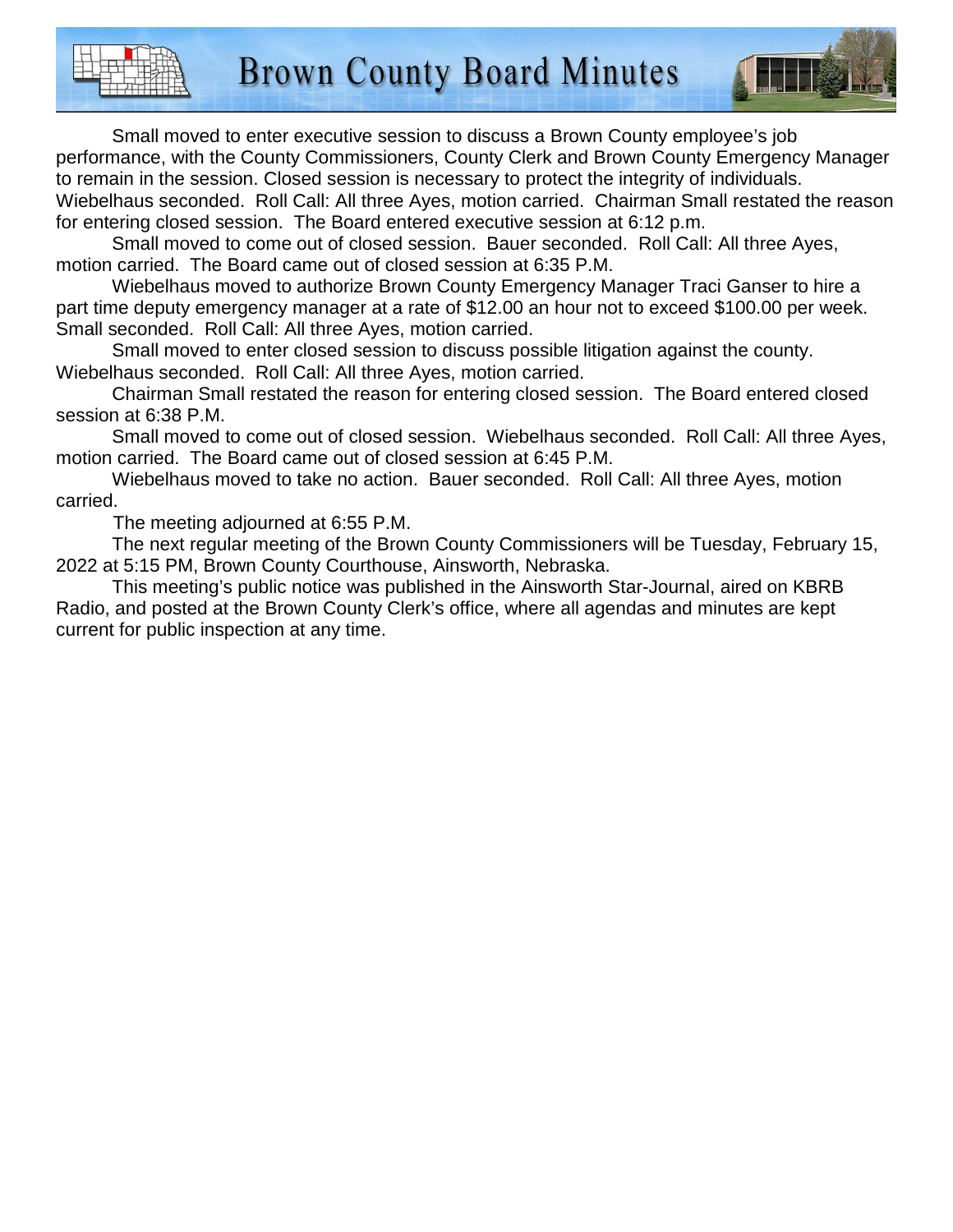Small moved to enter executive session to discuss a Brown County employee's job performance, with the County Commissioners, County Clerk and Brown County Emergency Manager to remain in the session. Closed session is necessary to protect the integrity of individuals. Wiebelhaus seconded. Roll Call: All three Ayes, motion carried. Chairman Small restated the reason for entering closed session. The Board entered executive session at 6:12 p.m.

Small moved to come out of closed session. Bauer seconded. Roll Call: All three Ayes, motion carried. The Board came out of closed session at 6:35 P.M.

Wiebelhaus moved to authorize Brown County Emergency Manager Traci Ganser to hire a part time deputy emergency manager at a rate of $12.00 an hour not to exceed $100.00 per week. Small seconded. Roll Call: All three Ayes, motion carried.

Small moved to enter closed session to discuss possible litigation against the county. Wiebelhaus seconded. Roll Call: All three Ayes, motion carried.

Chairman Small restated the reason for entering closed session. The Board entered closed session at 6:38 P.M.

Small moved to come out of closed session. Wiebelhaus seconded. Roll Call: All three Ayes, motion carried. The Board came out of closed session at 6:45 P.M.

Wiebelhaus moved to take no action. Bauer seconded. Roll Call: All three Ayes, motion carried.

The meeting adjourned at 6:55 P.M.

The next regular meeting of the Brown County Commissioners will be Tuesday, February 15, 2022 at 5:15 PM, Brown County Courthouse, Ainsworth, Nebraska.

This meeting's public notice was published in the Ainsworth Star-Journal, aired on KBRB Radio, and posted at the Brown County Clerk's office, where all agendas and minutes are kept current for public inspection at any time.